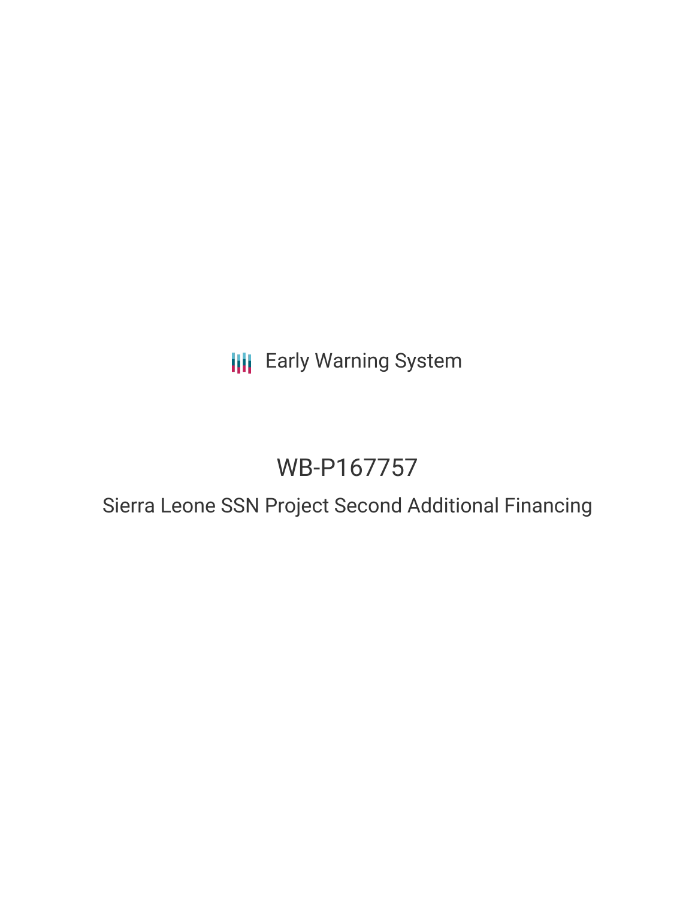Early Warning System

# WB-P167757

## Sierra Leone SSN Project Second Additional Financing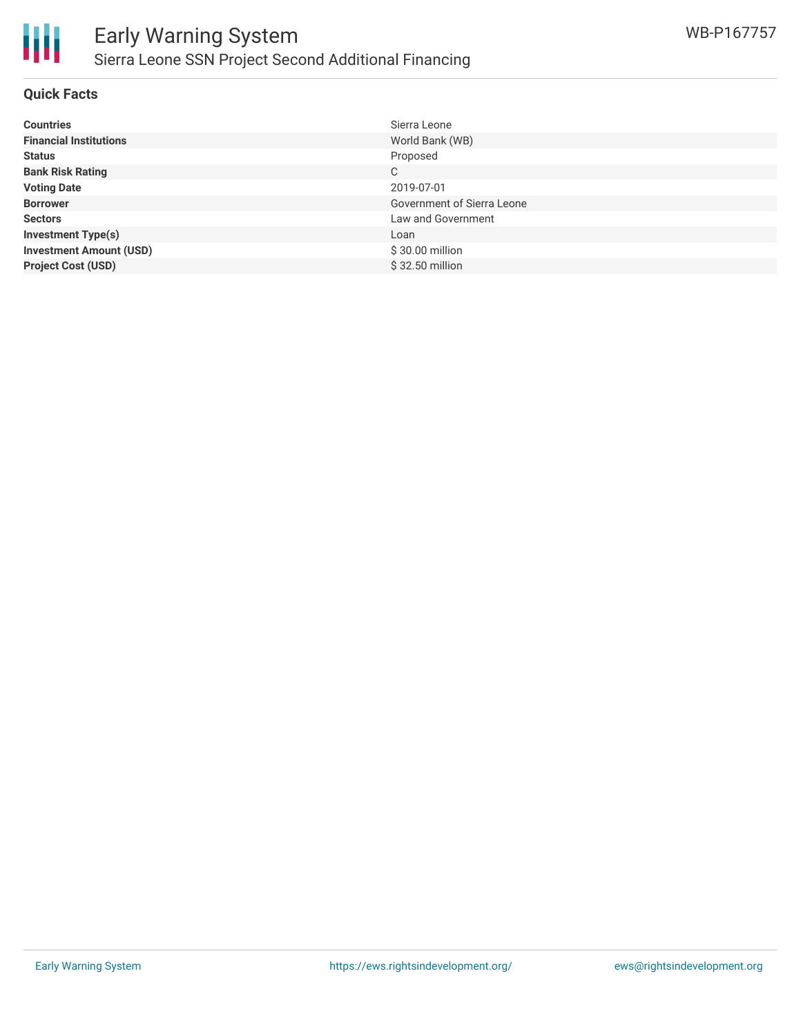# Early Warning System

## Sierra Leone SSN Project Second Additional Financing

WB-P167757

### Quick Facts

| | |
|---|---|
| **Countries** | Sierra Leone |
| **Financial Institutions** | World Bank (WB) |
| **Status** | Proposed |
| **Bank Risk Rating** | C |
| **Voting Date** | 2019-07-01 |
| **Borrower** | Government of Sierra Leone |
| **Sectors** | Law and Government |
| **Investment Type(s)** | Loan |
| **Investment Amount (USD)** | $ 30.00 million |
| **Project Cost (USD)** | $ 32.50 million |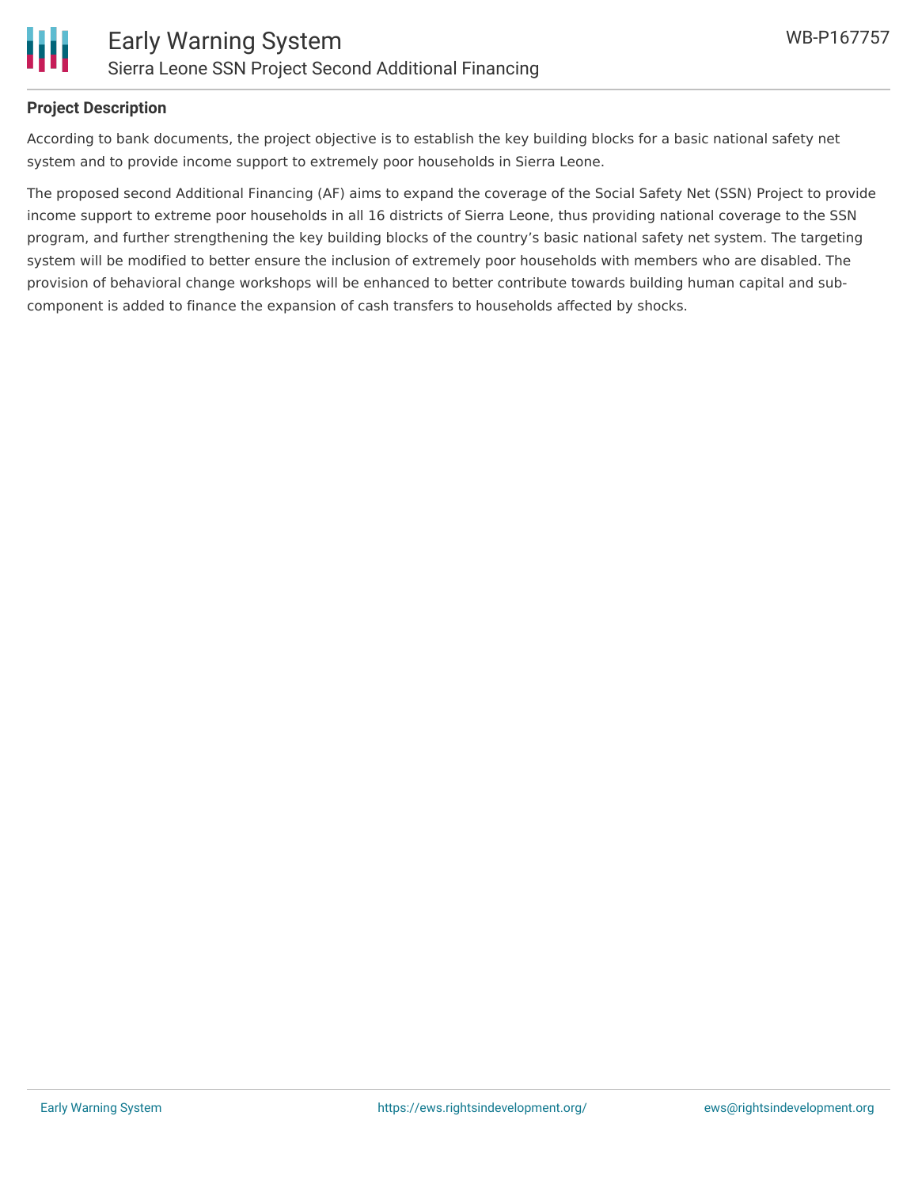**Project Description**

According to bank documents, the project objective is to establish the key building blocks for a basic national safety net system and to provide income support to extremely poor households in Sierra Leone.

The proposed second Additional Financing (AF) aims to expand the coverage of the Social Safety Net (SSN) Project to provide income support to extreme poor households in all 16 districts of Sierra Leone, thus providing national coverage to the SSN program, and further strengthening the key building blocks of the country's basic national safety net system. The targeting system will be modified to better ensure the inclusion of extremely poor households with members who are disabled. The provision of behavioral change workshops will be enhanced to better contribute towards building human capital and sub-component is added to finance the expansion of cash transfers to households affected by shocks.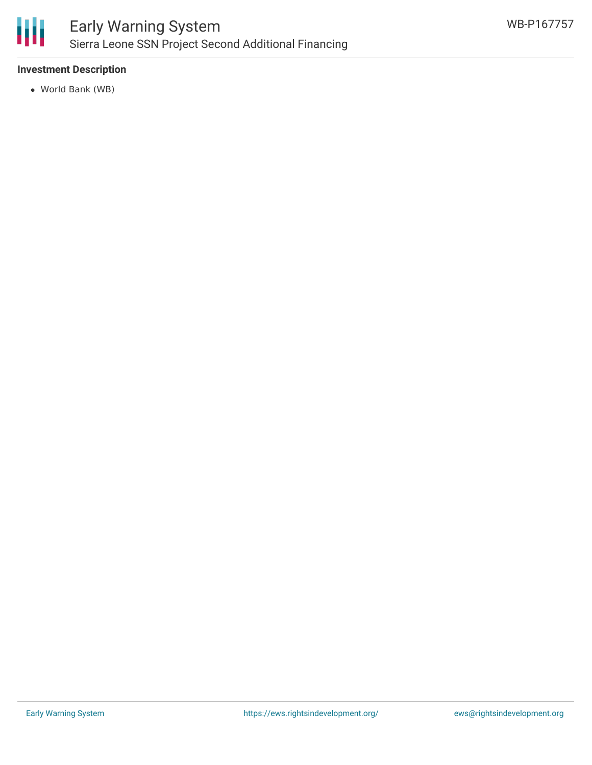### Investment Description

- World Bank (WB)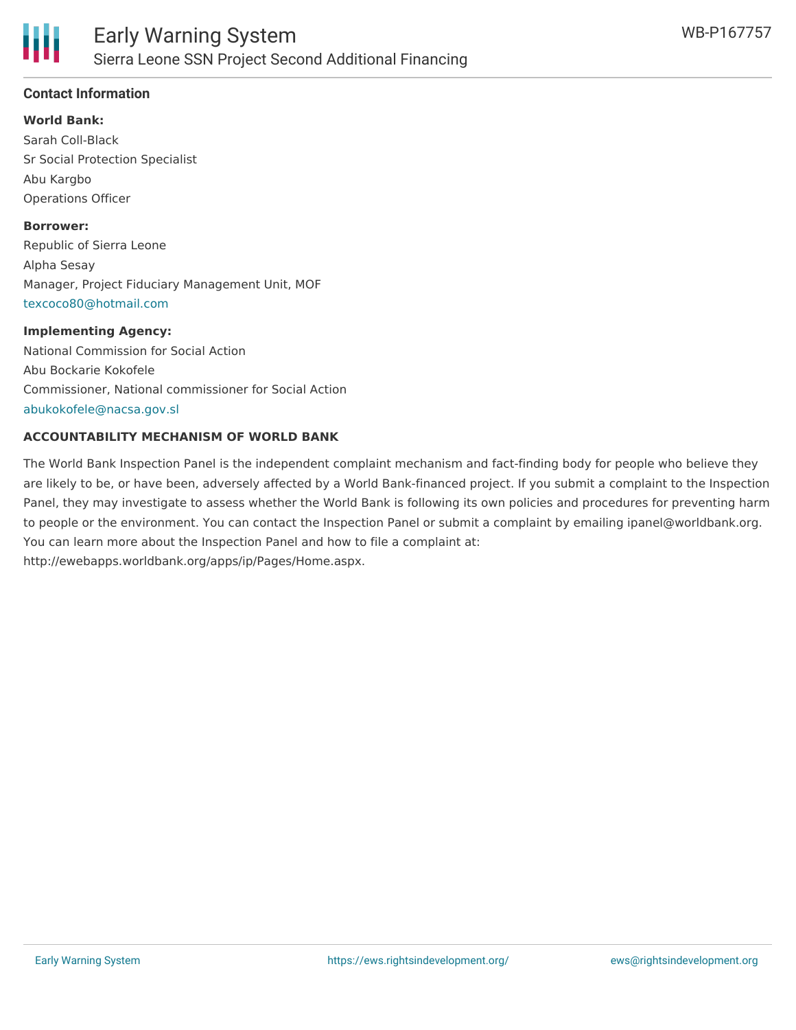## Contact Information

**World Bank:**

Sarah Coll-Black
Sr Social Protection Specialist
Abu Kargbo
Operations Officer

**Borrower:**

Republic of Sierra Leone
Alpha Sesay
Manager, Project Fiduciary Management Unit, MOF
texcoco80@hotmail.com

**Implementing Agency:**

National Commission for Social Action
Abu Bockarie Kokofele
Commissioner, National commissioner for Social Action
abukokofele@nacsa.gov.sl

**ACCOUNTABILITY MECHANISM OF WORLD BANK**

The World Bank Inspection Panel is the independent complaint mechanism and fact-finding body for people who believe they are likely to be, or have been, adversely affected by a World Bank-financed project. If you submit a complaint to the Inspection Panel, they may investigate to assess whether the World Bank is following its own policies and procedures for preventing harm to people or the environment. You can contact the Inspection Panel or submit a complaint by emailing ipanel@worldbank.org. You can learn more about the Inspection Panel and how to file a complaint at: http://ewebapps.worldbank.org/apps/ip/Pages/Home.aspx.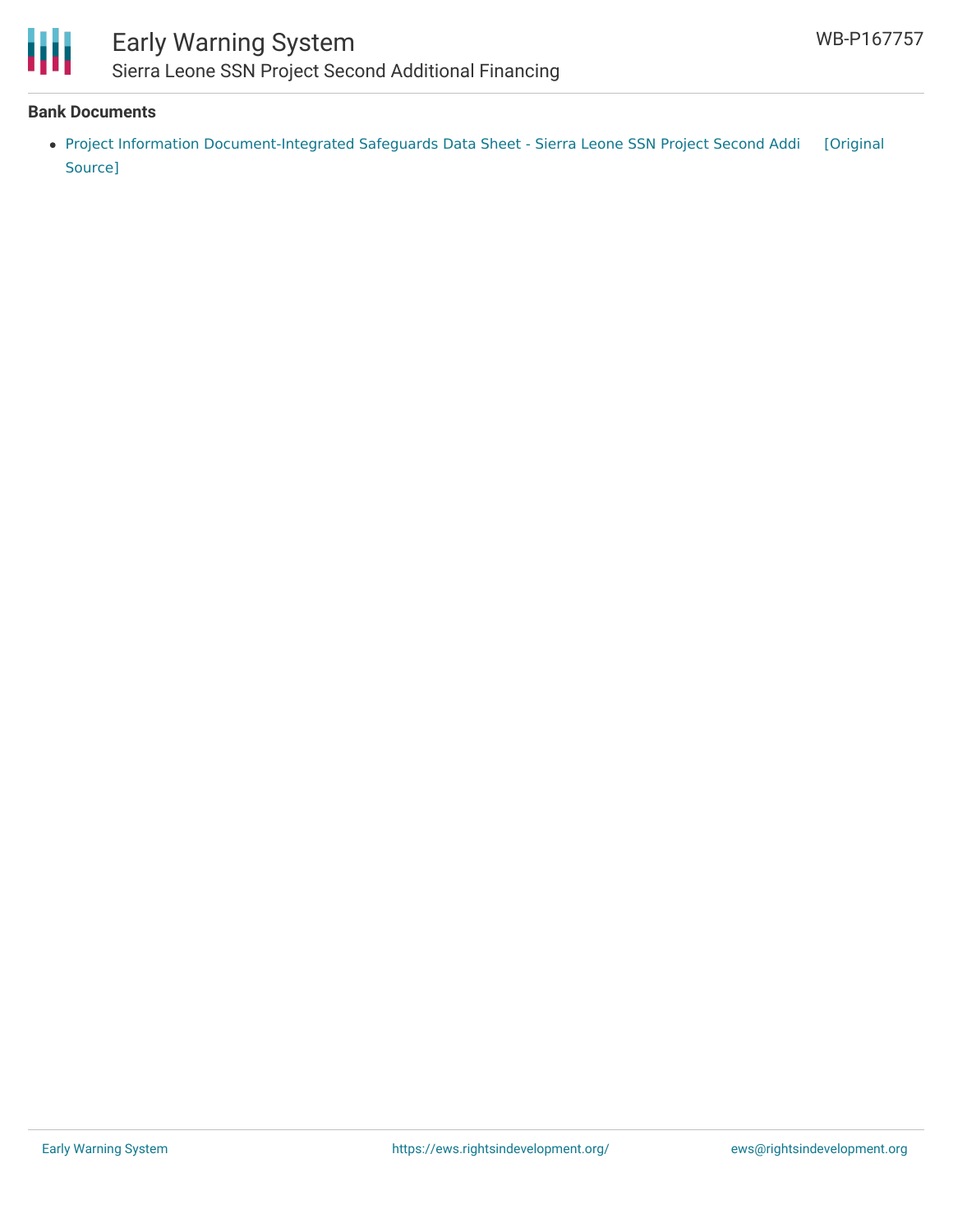## Bank Documents

- Project Information Document-Integrated Safeguards Data Sheet - Sierra Leone SSN Project Second Addi [Original Source]